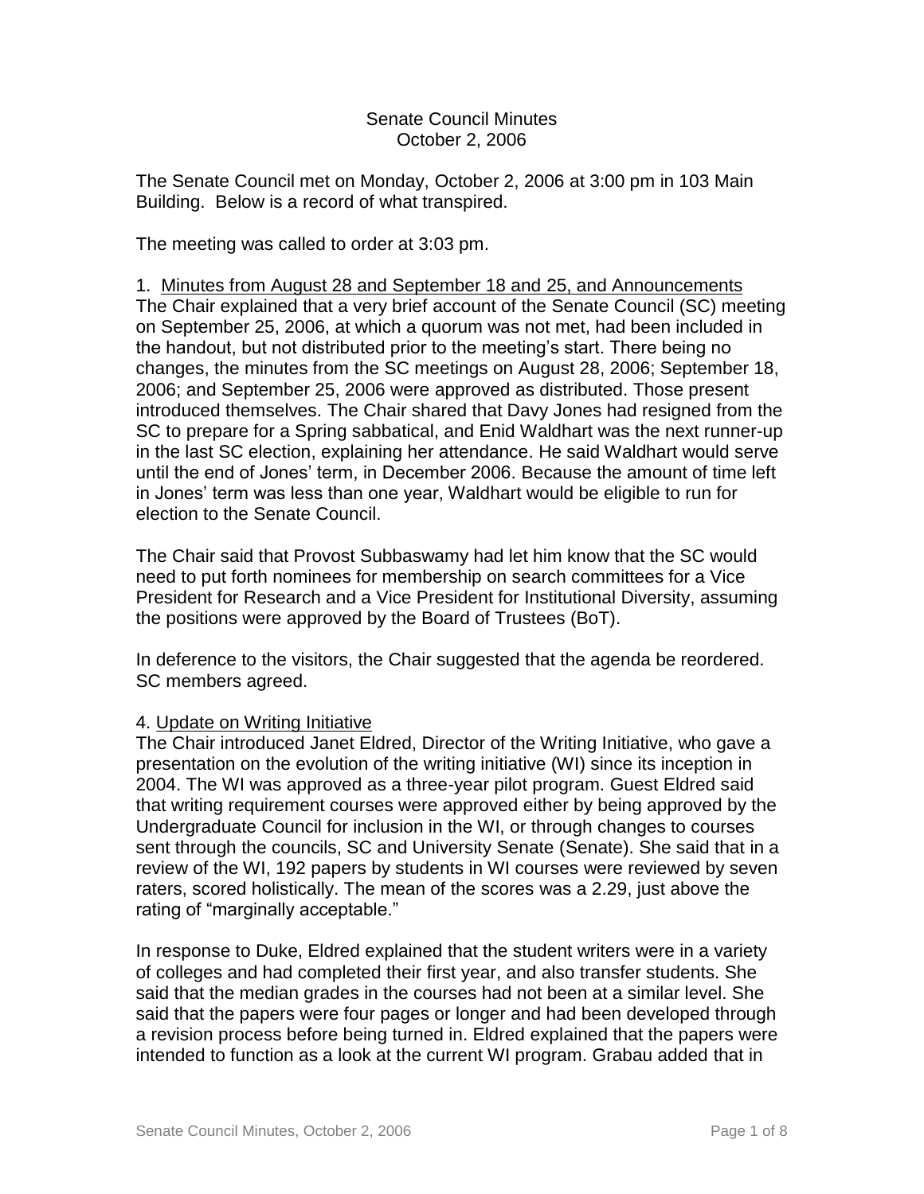# Senate Council Minutes
October 2, 2006

The Senate Council met on Monday, October 2, 2006 at 3:00 pm in 103 Main Building. Below is a record of what transpired.

The meeting was called to order at 3:03 pm.

1. <u>Minutes from August 28 and September 18 and 25, and Announcements</u>

The Chair explained that a very brief account of the Senate Council (SC) meeting on September 25, 2006, at which a quorum was not met, had been included in the handout, but not distributed prior to the meeting's start. There being no changes, the minutes from the SC meetings on August 28, 2006; September 18, 2006; and September 25, 2006 were approved as distributed. Those present introduced themselves. The Chair shared that Davy Jones had resigned from the SC to prepare for a Spring sabbatical, and Enid Waldhart was the next runner-up in the last SC election, explaining her attendance. He said Waldhart would serve until the end of Jones' term, in December 2006. Because the amount of time left in Jones' term was less than one year, Waldhart would be eligible to run for election to the Senate Council.

The Chair said that Provost Subbaswamy had let him know that the SC would need to put forth nominees for membership on search committees for a Vice President for Research and a Vice President for Institutional Diversity, assuming the positions were approved by the Board of Trustees (BoT).

In deference to the visitors, the Chair suggested that the agenda be reordered. SC members agreed.

4. <u>Update on Writing Initiative</u>

The Chair introduced Janet Eldred, Director of the Writing Initiative, who gave a presentation on the evolution of the writing initiative (WI) since its inception in 2004. The WI was approved as a three-year pilot program. Guest Eldred said that writing requirement courses were approved either by being approved by the Undergraduate Council for inclusion in the WI, or through changes to courses sent through the councils, SC and University Senate (Senate). She said that in a review of the WI, 192 papers by students in WI courses were reviewed by seven raters, scored holistically. The mean of the scores was a 2.29, just above the rating of "marginally acceptable."

In response to Duke, Eldred explained that the student writers were in a variety of colleges and had completed their first year, and also transfer students. She said that the median grades in the courses had not been at a similar level. She said that the papers were four pages or longer and had been developed through a revision process before being turned in. Eldred explained that the papers were intended to function as a look at the current WI program. Grabau added that in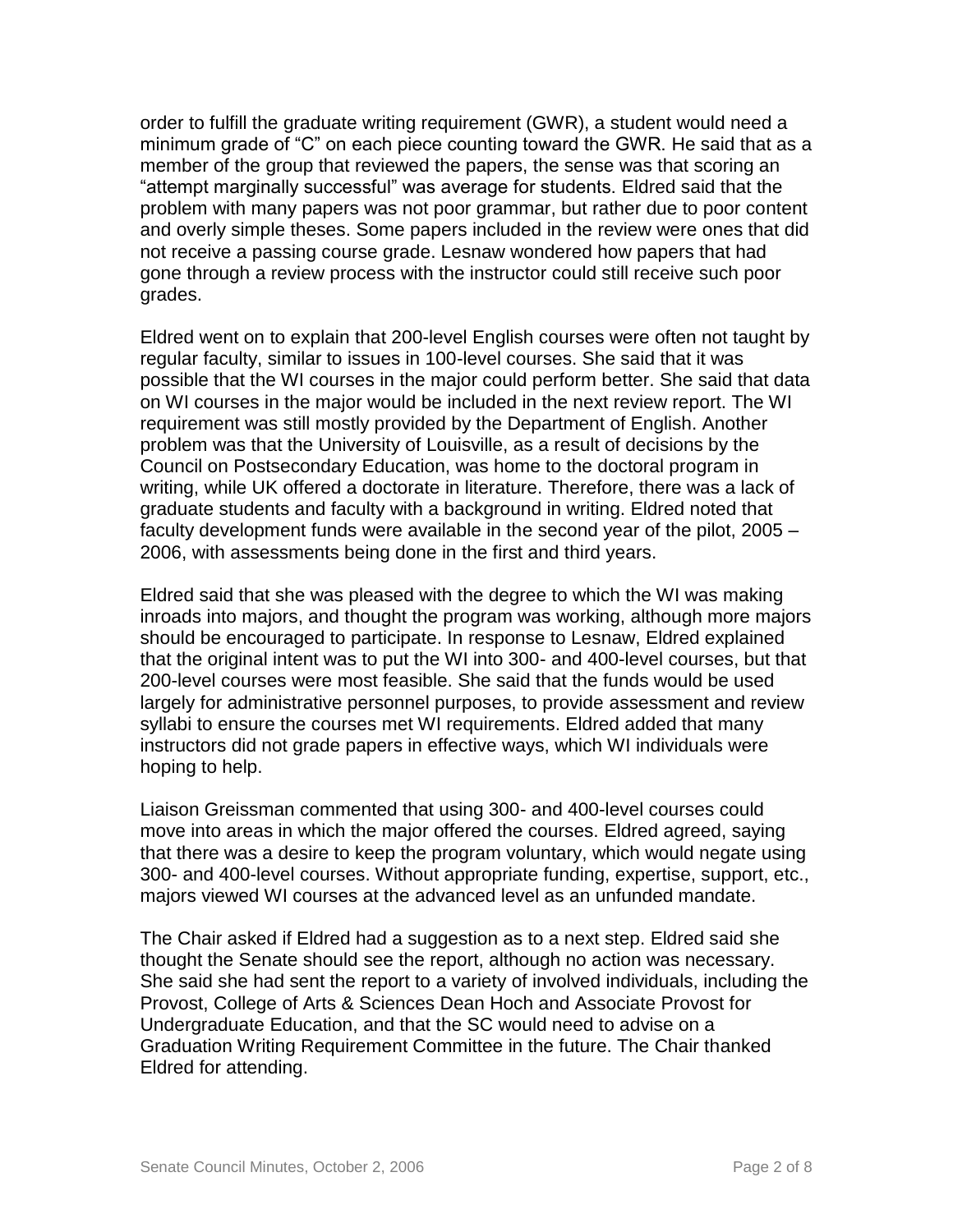order to fulfill the graduate writing requirement (GWR), a student would need a minimum grade of “C” on each piece counting toward the GWR. He said that as a member of the group that reviewed the papers, the sense was that scoring an “attempt marginally successful” was average for students. Eldred said that the problem with many papers was not poor grammar, but rather due to poor content and overly simple theses. Some papers included in the review were ones that did not receive a passing course grade. Lesnaw wondered how papers that had gone through a review process with the instructor could still receive such poor grades.

Eldred went on to explain that 200-level English courses were often not taught by regular faculty, similar to issues in 100-level courses. She said that it was possible that the WI courses in the major could perform better. She said that data on WI courses in the major would be included in the next review report. The WI requirement was still mostly provided by the Department of English. Another problem was that the University of Louisville, as a result of decisions by the Council on Postsecondary Education, was home to the doctoral program in writing, while UK offered a doctorate in literature. Therefore, there was a lack of graduate students and faculty with a background in writing. Eldred noted that faculty development funds were available in the second year of the pilot, 2005 – 2006, with assessments being done in the first and third years.

Eldred said that she was pleased with the degree to which the WI was making inroads into majors, and thought the program was working, although more majors should be encouraged to participate. In response to Lesnaw, Eldred explained that the original intent was to put the WI into 300- and 400-level courses, but that 200-level courses were most feasible. She said that the funds would be used largely for administrative personnel purposes, to provide assessment and review syllabi to ensure the courses met WI requirements. Eldred added that many instructors did not grade papers in effective ways, which WI individuals were hoping to help.

Liaison Greissman commented that using 300- and 400-level courses could move into areas in which the major offered the courses. Eldred agreed, saying that there was a desire to keep the program voluntary, which would negate using 300- and 400-level courses. Without appropriate funding, expertise, support, etc., majors viewed WI courses at the advanced level as an unfunded mandate.

The Chair asked if Eldred had a suggestion as to a next step. Eldred said she thought the Senate should see the report, although no action was necessary. She said she had sent the report to a variety of involved individuals, including the Provost, College of Arts & Sciences Dean Hoch and Associate Provost for Undergraduate Education, and that the SC would need to advise on a Graduation Writing Requirement Committee in the future. The Chair thanked Eldred for attending.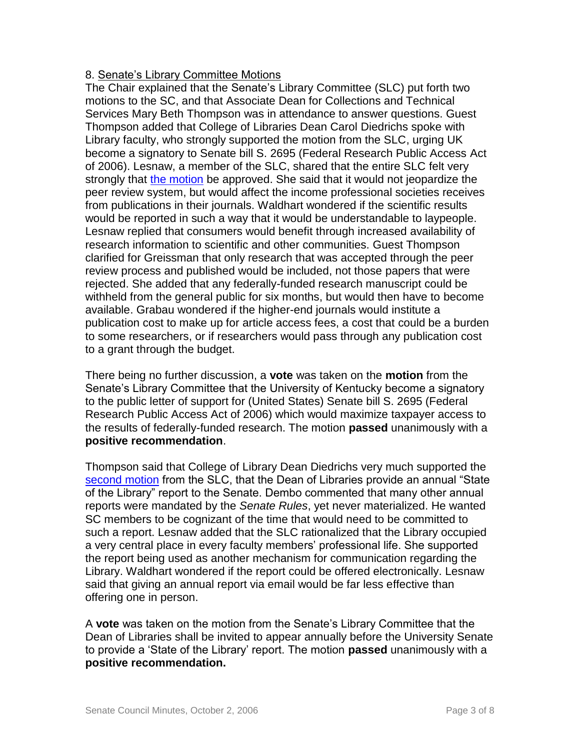8. Senate's Library Committee Motions

The Chair explained that the Senate's Library Committee (SLC) put forth two motions to the SC, and that Associate Dean for Collections and Technical Services Mary Beth Thompson was in attendance to answer questions. Guest Thompson added that College of Libraries Dean Carol Diedrichs spoke with Library faculty, who strongly supported the motion from the SLC, urging UK become a signatory to Senate bill S. 2695 (Federal Research Public Access Act of 2006). Lesnaw, a member of the SLC, shared that the entire SLC felt very strongly that the motion be approved. She said that it would not jeopardize the peer review system, but would affect the income professional societies receives from publications in their journals. Waldhart wondered if the scientific results would be reported in such a way that it would be understandable to laypeople. Lesnaw replied that consumers would benefit through increased availability of research information to scientific and other communities. Guest Thompson clarified for Greissman that only research that was accepted through the peer review process and published would be included, not those papers that were rejected. She added that any federally-funded research manuscript could be withheld from the general public for six months, but would then have to become available. Grabau wondered if the higher-end journals would institute a publication cost to make up for article access fees, a cost that could be a burden to some researchers, or if researchers would pass through any publication cost to a grant through the budget.

There being no further discussion, a **vote** was taken on the **motion** from the Senate's Library Committee that the University of Kentucky become a signatory to the public letter of support for (United States) Senate bill S. 2695 (Federal Research Public Access Act of 2006) which would maximize taxpayer access to the results of federally-funded research. The motion **passed** unanimously with a **positive recommendation**.

Thompson said that College of Library Dean Diedrichs very much supported the second motion from the SLC, that the Dean of Libraries provide an annual "State of the Library" report to the Senate. Dembo commented that many other annual reports were mandated by the *Senate Rules*, yet never materialized. He wanted SC members to be cognizant of the time that would need to be committed to such a report. Lesnaw added that the SLC rationalized that the Library occupied a very central place in every faculty members' professional life. She supported the report being used as another mechanism for communication regarding the Library. Waldhart wondered if the report could be offered electronically. Lesnaw said that giving an annual report via email would be far less effective than offering one in person.

A **vote** was taken on the motion from the Senate's Library Committee that the Dean of Libraries shall be invited to appear annually before the University Senate to provide a 'State of the Library' report. The motion **passed** unanimously with a **positive recommendation.**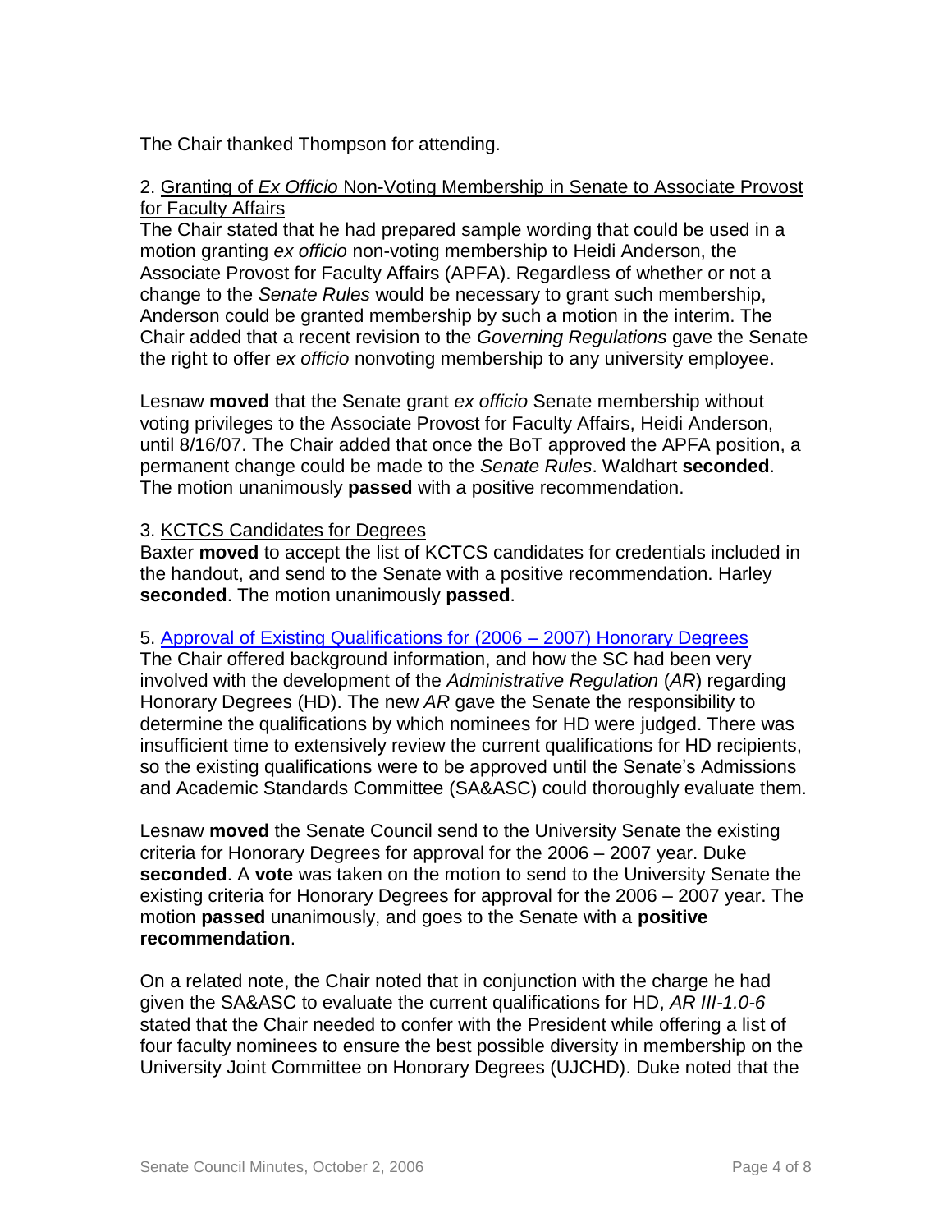The Chair thanked Thompson for attending.

2. <u>Granting of *Ex Officio* Non-Voting Membership in Senate to Associate Provost for Faculty Affairs</u>
The Chair stated that he had prepared sample wording that could be used in a motion granting *ex officio* non-voting membership to Heidi Anderson, the Associate Provost for Faculty Affairs (APFA). Regardless of whether or not a change to the *Senate Rules* would be necessary to grant such membership, Anderson could be granted membership by such a motion in the interim. The Chair added that a recent revision to the *Governing Regulations* gave the Senate the right to offer *ex officio* nonvoting membership to any university employee.

Lesnaw **moved** that the Senate grant *ex officio* Senate membership without voting privileges to the Associate Provost for Faculty Affairs, Heidi Anderson, until 8/16/07. The Chair added that once the BoT approved the APFA position, a permanent change could be made to the *Senate Rules*. Waldhart **seconded**. The motion unanimously **passed** with a positive recommendation.

3. <u>KCTCS Candidates for Degrees</u>
Baxter **moved** to accept the list of KCTCS candidates for credentials included in the handout, and send to the Senate with a positive recommendation. Harley **seconded**. The motion unanimously **passed**.

5. <u>Approval of Existing Qualifications for (2006 – 2007) Honorary Degrees</u>
The Chair offered background information, and how the SC had been very involved with the development of the *Administrative Regulation* (*AR*) regarding Honorary Degrees (HD). The new *AR* gave the Senate the responsibility to determine the qualifications by which nominees for HD were judged. There was insufficient time to extensively review the current qualifications for HD recipients, so the existing qualifications were to be approved until the Senate's Admissions and Academic Standards Committee (SA&ASC) could thoroughly evaluate them.

Lesnaw **moved** the Senate Council send to the University Senate the existing criteria for Honorary Degrees for approval for the 2006 – 2007 year. Duke **seconded**. A **vote** was taken on the motion to send to the University Senate the existing criteria for Honorary Degrees for approval for the 2006 – 2007 year. The motion **passed** unanimously, and goes to the Senate with a **positive recommendation**.

On a related note, the Chair noted that in conjunction with the charge he had given the SA&ASC to evaluate the current qualifications for HD, *AR III-1.0-6* stated that the Chair needed to confer with the President while offering a list of four faculty nominees to ensure the best possible diversity in membership on the University Joint Committee on Honorary Degrees (UJCHD). Duke noted that the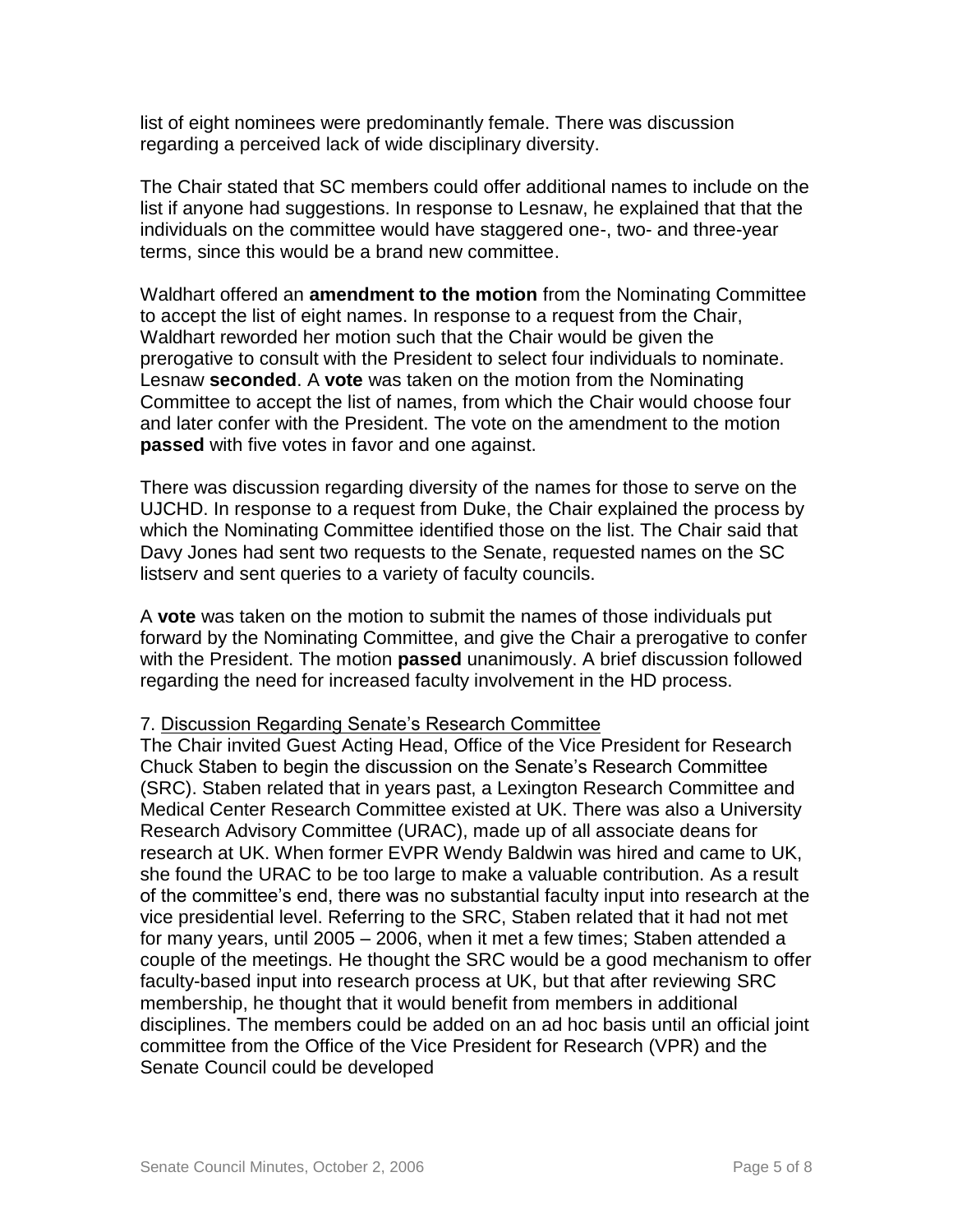list of eight nominees were predominantly female. There was discussion regarding a perceived lack of wide disciplinary diversity.

The Chair stated that SC members could offer additional names to include on the list if anyone had suggestions. In response to Lesnaw, he explained that that the individuals on the committee would have staggered one-, two- and three-year terms, since this would be a brand new committee.

Waldhart offered an **amendment to the motion** from the Nominating Committee to accept the list of eight names. In response to a request from the Chair, Waldhart reworded her motion such that the Chair would be given the prerogative to consult with the President to select four individuals to nominate. Lesnaw **seconded**. A **vote** was taken on the motion from the Nominating Committee to accept the list of names, from which the Chair would choose four and later confer with the President. The vote on the amendment to the motion **passed** with five votes in favor and one against.

There was discussion regarding diversity of the names for those to serve on the UJCHD. In response to a request from Duke, the Chair explained the process by which the Nominating Committee identified those on the list. The Chair said that Davy Jones had sent two requests to the Senate, requested names on the SC listserv and sent queries to a variety of faculty councils.

A **vote** was taken on the motion to submit the names of those individuals put forward by the Nominating Committee, and give the Chair a prerogative to confer with the President. The motion **passed** unanimously. A brief discussion followed regarding the need for increased faculty involvement in the HD process.

7. <u>Discussion Regarding Senate's Research Committee</u>

The Chair invited Guest Acting Head, Office of the Vice President for Research Chuck Staben to begin the discussion on the Senate's Research Committee (SRC). Staben related that in years past, a Lexington Research Committee and Medical Center Research Committee existed at UK. There was also a University Research Advisory Committee (URAC), made up of all associate deans for research at UK. When former EVPR Wendy Baldwin was hired and came to UK, she found the URAC to be too large to make a valuable contribution. As a result of the committee's end, there was no substantial faculty input into research at the vice presidential level. Referring to the SRC, Staben related that it had not met for many years, until 2005 – 2006, when it met a few times; Staben attended a couple of the meetings. He thought the SRC would be a good mechanism to offer faculty-based input into research process at UK, but that after reviewing SRC membership, he thought that it would benefit from members in additional disciplines. The members could be added on an ad hoc basis until an official joint committee from the Office of the Vice President for Research (VPR) and the Senate Council could be developed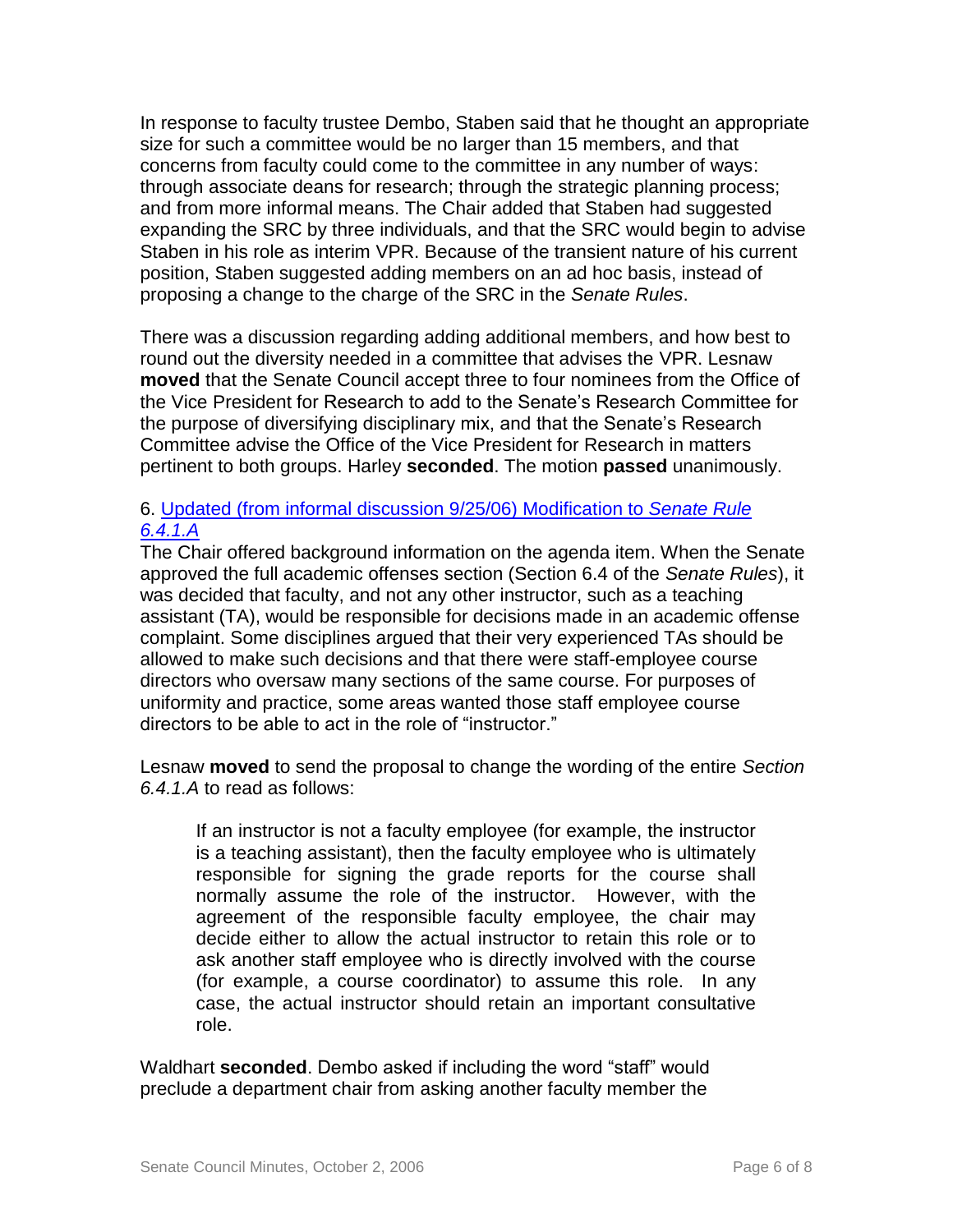In response to faculty trustee Dembo, Staben said that he thought an appropriate size for such a committee would be no larger than 15 members, and that concerns from faculty could come to the committee in any number of ways: through associate deans for research; through the strategic planning process; and from more informal means. The Chair added that Staben had suggested expanding the SRC by three individuals, and that the SRC would begin to advise Staben in his role as interim VPR. Because of the transient nature of his current position, Staben suggested adding members on an ad hoc basis, instead of proposing a change to the charge of the SRC in the *Senate Rules*.

There was a discussion regarding adding additional members, and how best to round out the diversity needed in a committee that advises the VPR. Lesnaw **moved** that the Senate Council accept three to four nominees from the Office of the Vice President for Research to add to the Senate's Research Committee for the purpose of diversifying disciplinary mix, and that the Senate's Research Committee advise the Office of the Vice President for Research in matters pertinent to both groups. Harley **seconded**. The motion **passed** unanimously.

6. Updated (from informal discussion 9/25/06) Modification to *Senate Rule 6.4.1.A*

The Chair offered background information on the agenda item. When the Senate approved the full academic offenses section (Section 6.4 of the *Senate Rules*), it was decided that faculty, and not any other instructor, such as a teaching assistant (TA), would be responsible for decisions made in an academic offense complaint. Some disciplines argued that their very experienced TAs should be allowed to make such decisions and that there were staff-employee course directors who oversaw many sections of the same course. For purposes of uniformity and practice, some areas wanted those staff employee course directors to be able to act in the role of "instructor."

Lesnaw **moved** to send the proposal to change the wording of the entire *Section 6.4.1.A* to read as follows:

> If an instructor is not a faculty employee (for example, the instructor is a teaching assistant), then the faculty employee who is ultimately responsible for signing the grade reports for the course shall normally assume the role of the instructor. However, with the agreement of the responsible faculty employee, the chair may decide either to allow the actual instructor to retain this role or to ask another staff employee who is directly involved with the course (for example, a course coordinator) to assume this role. In any case, the actual instructor should retain an important consultative role.

Waldhart **seconded**. Dembo asked if including the word "staff" would preclude a department chair from asking another faculty member the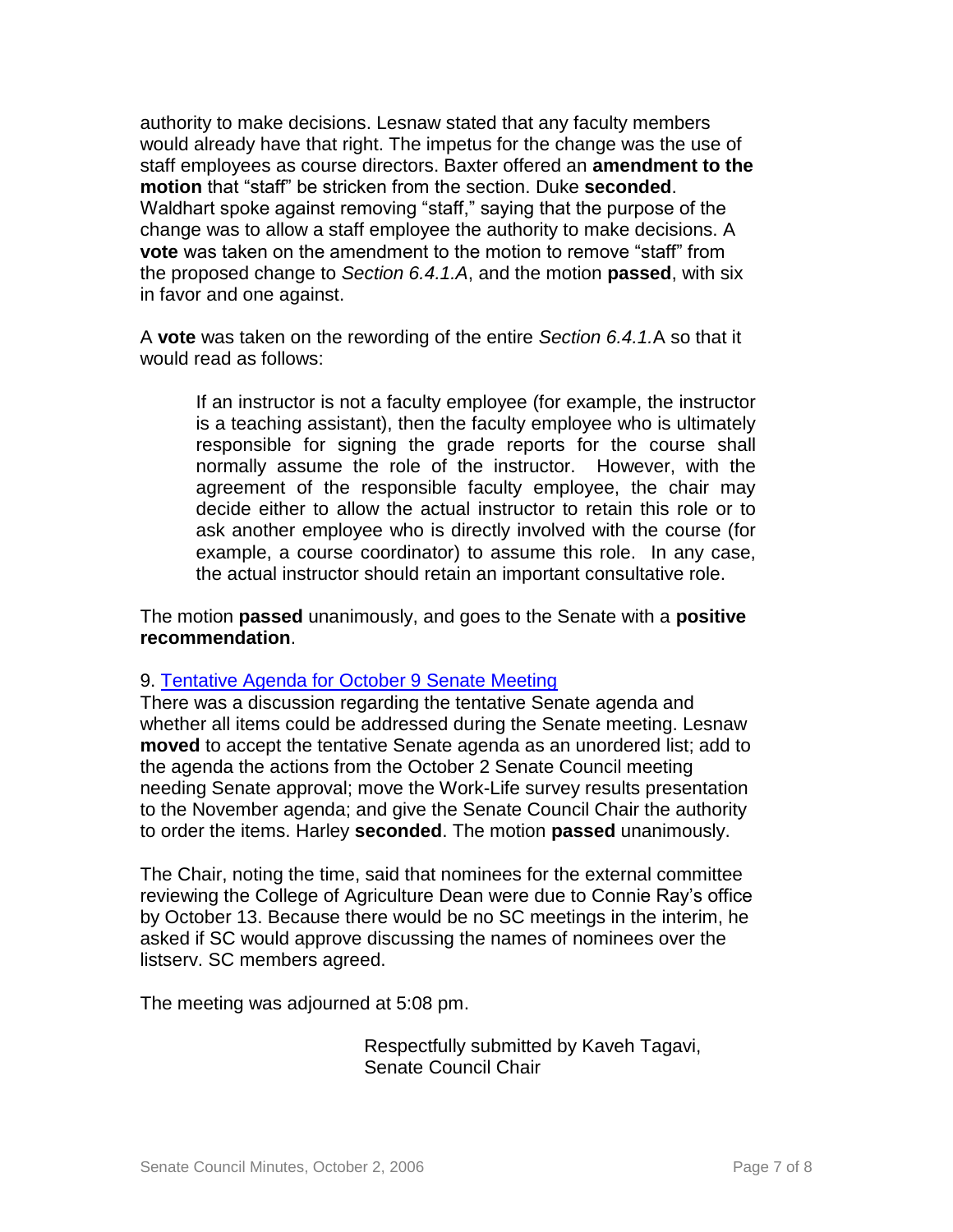authority to make decisions. Lesnaw stated that any faculty members would already have that right. The impetus for the change was the use of staff employees as course directors. Baxter offered an **amendment to the motion** that "staff" be stricken from the section. Duke **seconded**. Waldhart spoke against removing "staff," saying that the purpose of the change was to allow a staff employee the authority to make decisions. A **vote** was taken on the amendment to the motion to remove "staff" from the proposed change to *Section 6.4.1.A*, and the motion **passed**, with six in favor and one against.

A **vote** was taken on the rewording of the entire *Section 6.4.1.*A so that it would read as follows:

> If an instructor is not a faculty employee (for example, the instructor is a teaching assistant), then the faculty employee who is ultimately responsible for signing the grade reports for the course shall normally assume the role of the instructor. However, with the agreement of the responsible faculty employee, the chair may decide either to allow the actual instructor to retain this role or to ask another employee who is directly involved with the course (for example, a course coordinator) to assume this role. In any case, the actual instructor should retain an important consultative role.

The motion **passed** unanimously, and goes to the Senate with a **positive recommendation**.

9. Tentative Agenda for October 9 Senate Meeting

There was a discussion regarding the tentative Senate agenda and whether all items could be addressed during the Senate meeting. Lesnaw **moved** to accept the tentative Senate agenda as an unordered list; add to the agenda the actions from the October 2 Senate Council meeting needing Senate approval; move the Work-Life survey results presentation to the November agenda; and give the Senate Council Chair the authority to order the items. Harley **seconded**. The motion **passed** unanimously.

The Chair, noting the time, said that nominees for the external committee reviewing the College of Agriculture Dean were due to Connie Ray's office by October 13. Because there would be no SC meetings in the interim, he asked if SC would approve discussing the names of nominees over the listserv. SC members agreed.

The meeting was adjourned at 5:08 pm.

Respectfully submitted by Kaveh Tagavi,
Senate Council Chair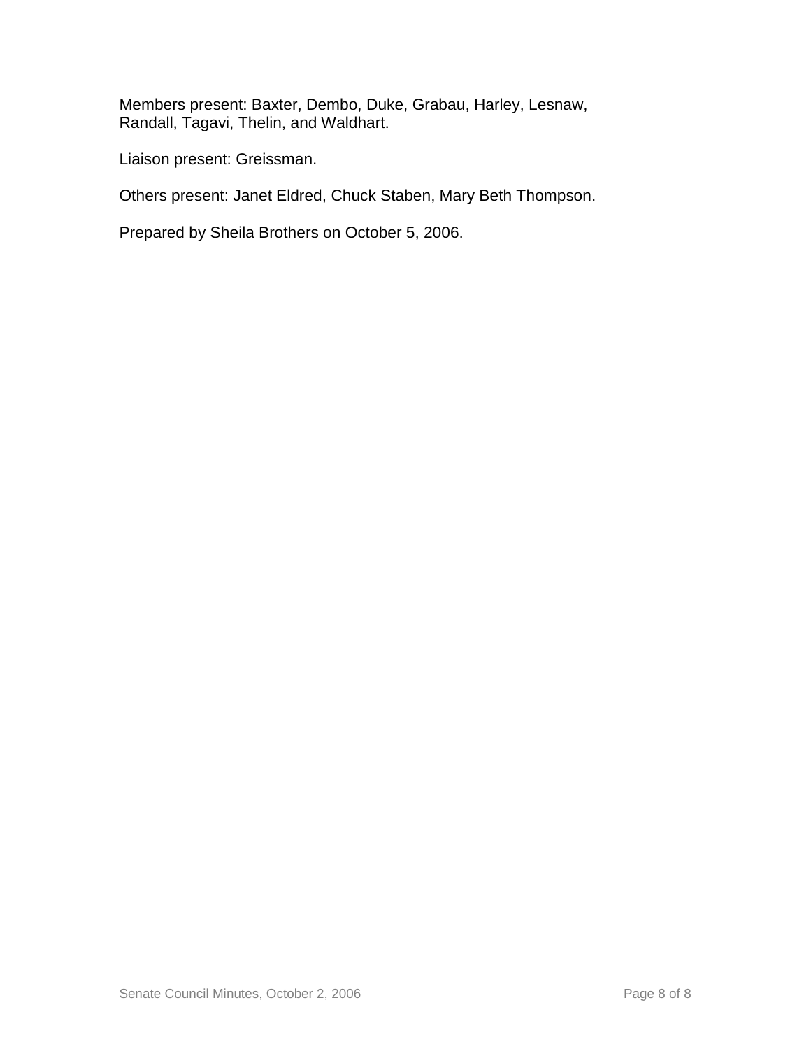Members present: Baxter, Dembo, Duke, Grabau, Harley, Lesnaw, Randall, Tagavi, Thelin, and Waldhart.

Liaison present: Greissman.

Others present: Janet Eldred, Chuck Staben, Mary Beth Thompson.

Prepared by Sheila Brothers on October 5, 2006.